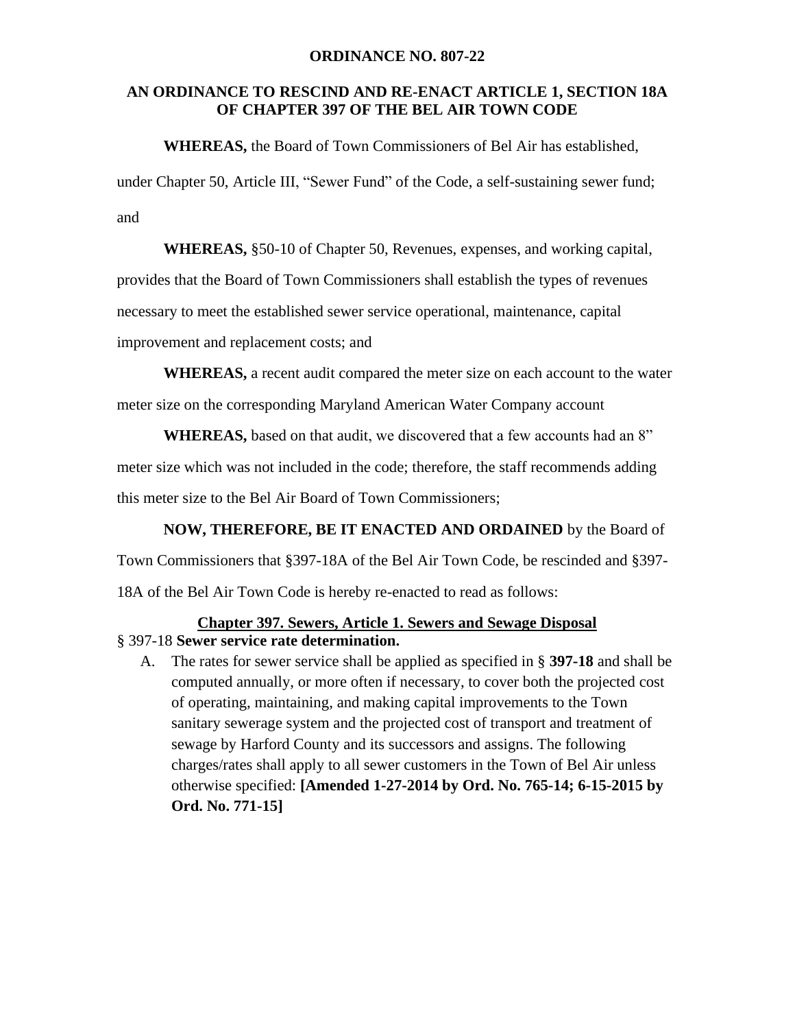**ORDINANCE NO. 807-22**

**AN ORDINANCE TO RESCIND AND RE-ENACT ARTICLE 1, SECTION 18A OF CHAPTER 397 OF THE BEL AIR TOWN CODE**

**WHEREAS,** the Board of Town Commissioners of Bel Air has established, under Chapter 50, Article III, "Sewer Fund" of the Code, a self-sustaining sewer fund; and

**WHEREAS,** §50-10 of Chapter 50, Revenues, expenses, and working capital, provides that the Board of Town Commissioners shall establish the types of revenues necessary to meet the established sewer service operational, maintenance, capital improvement and replacement costs; and

**WHEREAS,** a recent audit compared the meter size on each account to the water meter size on the corresponding Maryland American Water Company account

**WHEREAS,** based on that audit, we discovered that a few accounts had an 8" meter size which was not included in the code; therefore, the staff recommends adding this meter size to the Bel Air Board of Town Commissioners;

**NOW, THEREFORE, BE IT ENACTED AND ORDAINED** by the Board of Town Commissioners that §397-18A of the Bel Air Town Code, be rescinded and §397-18A of the Bel Air Town Code is hereby re-enacted to read as follows:

**<u>Chapter 397. Sewers, Article 1. Sewers and Sewage Disposal</u>**

§ 397-18 **Sewer service rate determination.**

A. The rates for sewer service shall be applied as specified in § **397-18** and shall be computed annually, or more often if necessary, to cover both the projected cost of operating, maintaining, and making capital improvements to the Town sanitary sewerage system and the projected cost of transport and treatment of sewage by Harford County and its successors and assigns. The following charges/rates shall apply to all sewer customers in the Town of Bel Air unless otherwise specified: **[Amended 1-27-2014 by Ord. No. 765-14; 6-15-2015 by Ord. No. 771-15]**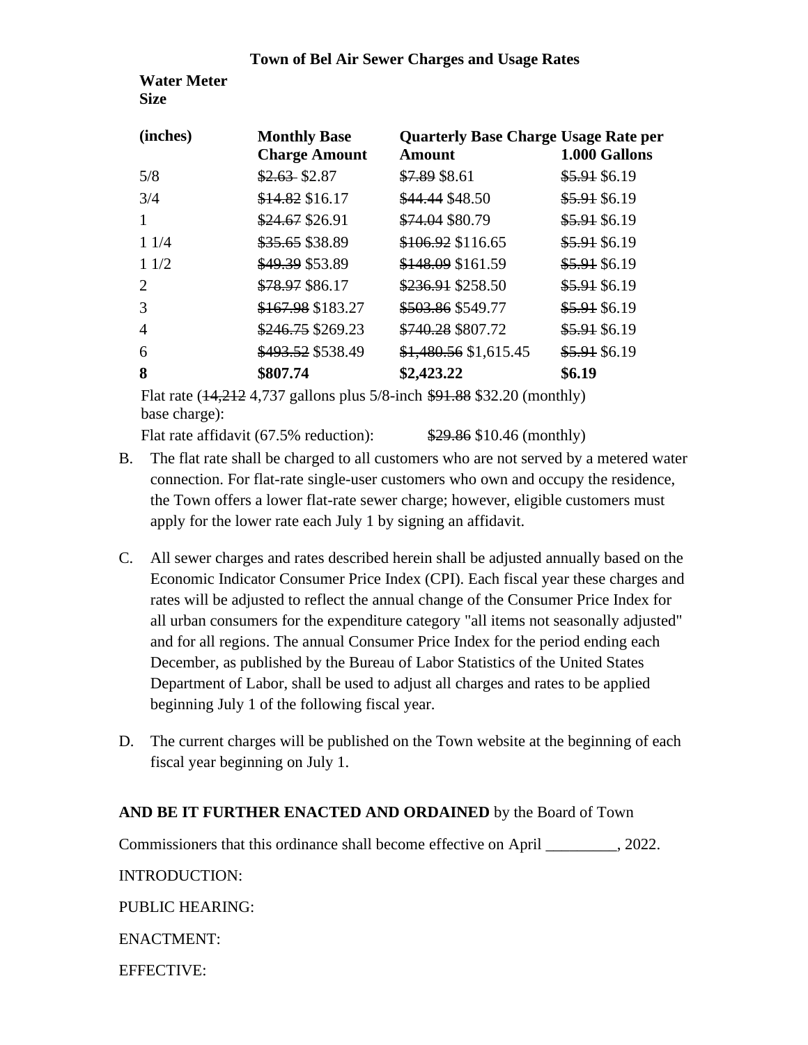**Town of Bel Air Sewer Charges and Usage Rates**

| Water Meter Size (inches) | Monthly Base Charge Amount | Quarterly Base Charge Amount | Usage Rate per 1.000 Gallons |
|---|---|---|---|
| 5/8 | ~~$2.63~~ $2.87 | ~~$7.89~~ $8.61 | ~~$5.91~~ $6.19 |
| 3/4 | ~~$14.82~~ $16.17 | ~~$44.44~~ $48.50 | ~~$5.91~~ $6.19 |
| 1 | ~~$24.67~~ $26.91 | ~~$74.04~~ $80.79 | ~~$5.91~~ $6.19 |
| 1 1/4 | ~~$35.65~~ $38.89 | ~~$106.92~~ $116.65 | ~~$5.91~~ $6.19 |
| 1 1/2 | ~~$49.39~~ $53.89 | ~~$148.09~~ $161.59 | ~~$5.91~~ $6.19 |
| 2 | ~~$78.97~~ $86.17 | ~~$236.91~~ $258.50 | ~~$5.91~~ $6.19 |
| 3 | ~~$167.98~~ $183.27 | ~~$503.86~~ $549.77 | ~~$5.91~~ $6.19 |
| 4 | ~~$246.75~~ $269.23 | ~~$740.28~~ $807.72 | ~~$5.91~~ $6.19 |
| 6 | ~~$493.52~~ $538.49 | ~~$1,480.56~~ $1,615.45 | ~~$5.91~~ $6.19 |
| **8** | **$807.74** | **$2,423.22** | **$6.19** |

Flat rate (~~14,212~~ 4,737 gallons plus 5/8-inch ~~$91.88~~ $32.20 (monthly) base charge):

Flat rate affidavit (67.5% reduction): ~~$29.86~~ $10.46 (monthly)

B. The flat rate shall be charged to all customers who are not served by a metered water connection. For flat-rate single-user customers who own and occupy the residence, the Town offers a lower flat-rate sewer charge; however, eligible customers must apply for the lower rate each July 1 by signing an affidavit.

C. All sewer charges and rates described herein shall be adjusted annually based on the Economic Indicator Consumer Price Index (CPI). Each fiscal year these charges and rates will be adjusted to reflect the annual change of the Consumer Price Index for all urban consumers for the expenditure category "all items not seasonally adjusted" and for all regions. The annual Consumer Price Index for the period ending each December, as published by the Bureau of Labor Statistics of the United States Department of Labor, shall be used to adjust all charges and rates to be applied beginning July 1 of the following fiscal year.

D. The current charges will be published on the Town website at the beginning of each fiscal year beginning on July 1.

**AND BE IT FURTHER ENACTED AND ORDAINED** by the Board of Town Commissioners that this ordinance shall become effective on April _________, 2022.

INTRODUCTION:

PUBLIC HEARING:

ENACTMENT:

EFFECTIVE: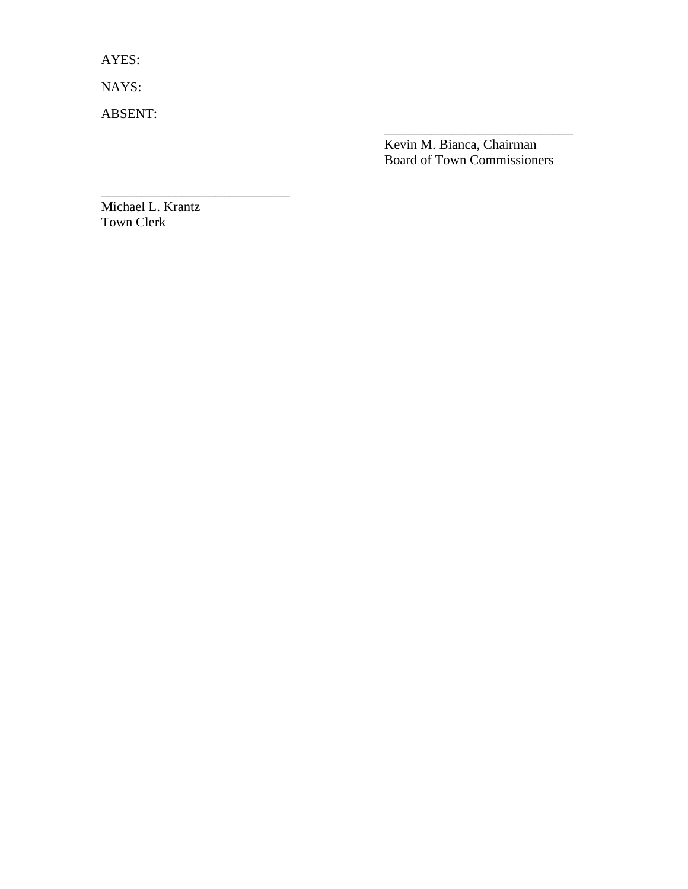AYES:

NAYS:

ABSENT:

\_\_\_\_\_\_\_\_\_\_\_\_\_\_\_\_\_\_\_\_\_\_\_\_\_\_\_\_
Kevin M. Bianca, Chairman
Board of Town Commissioners

\_\_\_\_\_\_\_\_\_\_\_\_\_\_\_\_\_\_\_\_\_\_\_\_\_\_\_\_
Michael L. Krantz
Town Clerk